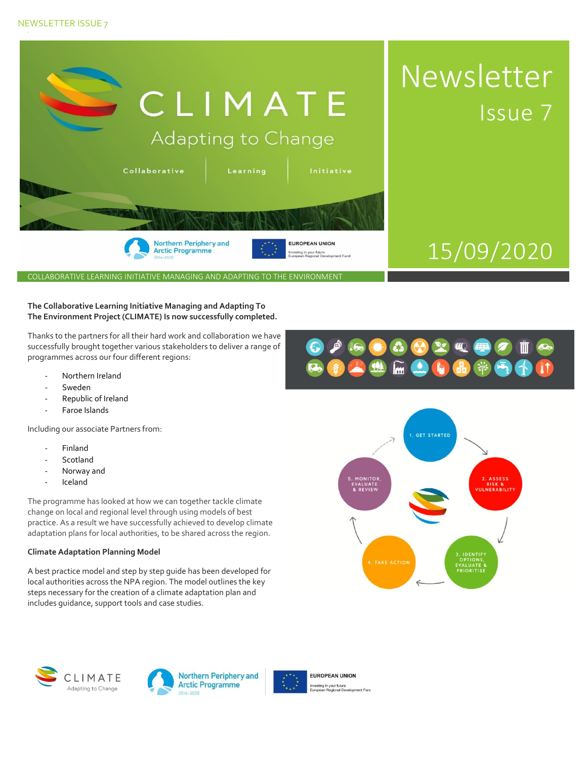NEWSLETTER ISSUE 7

# CLIMATE

Adapting to Change

Collaborative | Learning | Initiative

# Newsletter

## Issue 7

15/09/2020

COLLABORATIVE LEARNING INITIATIVE MANAGING AND ADAPTING TO THE ENVIRONMENT

**The Collaborative Learning Initiative Managing and Adapting To The Environment Project (CLIMATE) Is now successfully completed.**

Thanks to the partners for all their hard work and collaboration we have successfully brought together various stakeholders to deliver a range of programmes across our four different regions:

- Northern Ireland
- Sweden
- Republic of Ireland
- Faroe Islands

Including our associate Partners from:

- Finland
- Scotland
- Norway and
- Iceland

The programme has looked at how we can together tackle climate change on local and regional level through using models of best practice. As a result we have successfully achieved to develop climate adaptation plans for local authorities, to be shared across the region.

**Climate Adaptation Planning Model**

A best practice model and step by step guide has been developed for local authorities across the NPA region. The model outlines the key steps necessary for the creation of a climate adaptation plan and includes guidance, support tools and case studies.

1. GET STARTED
2. ASSESS RISK & VULNERABILITY
3. IDENTIFY OPTIONS, EVALUATE & PRIORITISE
4. TAKE ACTION
5. MONITOR, EVALUATE & REVIEW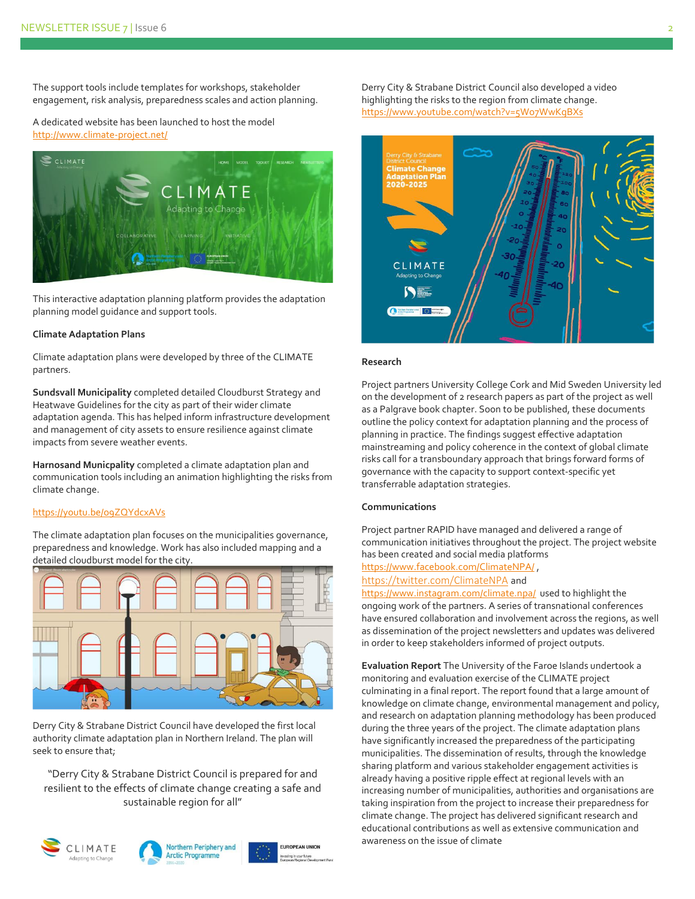The support tools include templates for workshops, stakeholder engagement, risk analysis, preparedness scales and action planning.

A dedicated website has been launched to host the model http://www.climate-project.net/

This interactive adaptation planning platform provides the adaptation planning model guidance and support tools.

**Climate Adaptation Plans**

Climate adaptation plans were developed by three of the CLIMATE partners.

**Sundsvall Municipality** completed detailed Cloudburst Strategy and Heatwave Guidelines for the city as part of their wider climate adaptation agenda. This has helped inform infrastructure development and management of city assets to ensure resilience against climate impacts from severe weather events.

**Harnosand Municpality** completed a climate adaptation plan and communication tools including an animation highlighting the risks from climate change.

https://youtu.be/o9ZQYdcxAVs

The climate adaptation plan focuses on the municipalities governance, preparedness and knowledge. Work has also included mapping and a detailed cloudburst model for the city.

Derry City & Strabane District Council have developed the first local authority climate adaptation plan in Northern Ireland. The plan will seek to ensure that;

"Derry City & Strabane District Council is prepared for and resilient to the effects of climate change creating a safe and sustainable region for all"

Derry City & Strabane District Council also developed a video highlighting the risks to the region from climate change. https://www.youtube.com/watch?v=5Wo7WwKgBXs

**Research**

Project partners University College Cork and Mid Sweden University led on the development of 2 research papers as part of the project as well as a Palgrave book chapter. Soon to be published, these documents outline the policy context for adaptation planning and the process of planning in practice. The findings suggest effective adaptation mainstreaming and policy coherence in the context of global climate risks call for a transboundary approach that brings forward forms of governance with the capacity to support context-specific yet transferrable adaptation strategies.

**Communications**

Project partner RAPID have managed and delivered a range of communication initiatives throughout the project. The project website has been created and social media platforms https://www.facebook.com/ClimateNPA/ , https://twitter.com/ClimateNPA and https://www.instagram.com/climate.npa/ used to highlight the ongoing work of the partners. A series of transnational conferences have ensured collaboration and involvement across the regions, as well as dissemination of the project newsletters and updates was delivered in order to keep stakeholders informed of project outputs.

**Evaluation Report** The University of the Faroe Islands undertook a monitoring and evaluation exercise of the CLIMATE project culminating in a final report. The report found that a large amount of knowledge on climate change, environmental management and policy, and research on adaptation planning methodology has been produced during the three years of the project. The climate adaptation plans have significantly increased the preparedness of the participating municipalities. The dissemination of results, through the knowledge sharing platform and various stakeholder engagement activities is already having a positive ripple effect at regional levels with an increasing number of municipalities, authorities and organisations are taking inspiration from the project to increase their preparedness for climate change. The project has delivered significant research and educational contributions as well as extensive communication and awareness on the issue of climate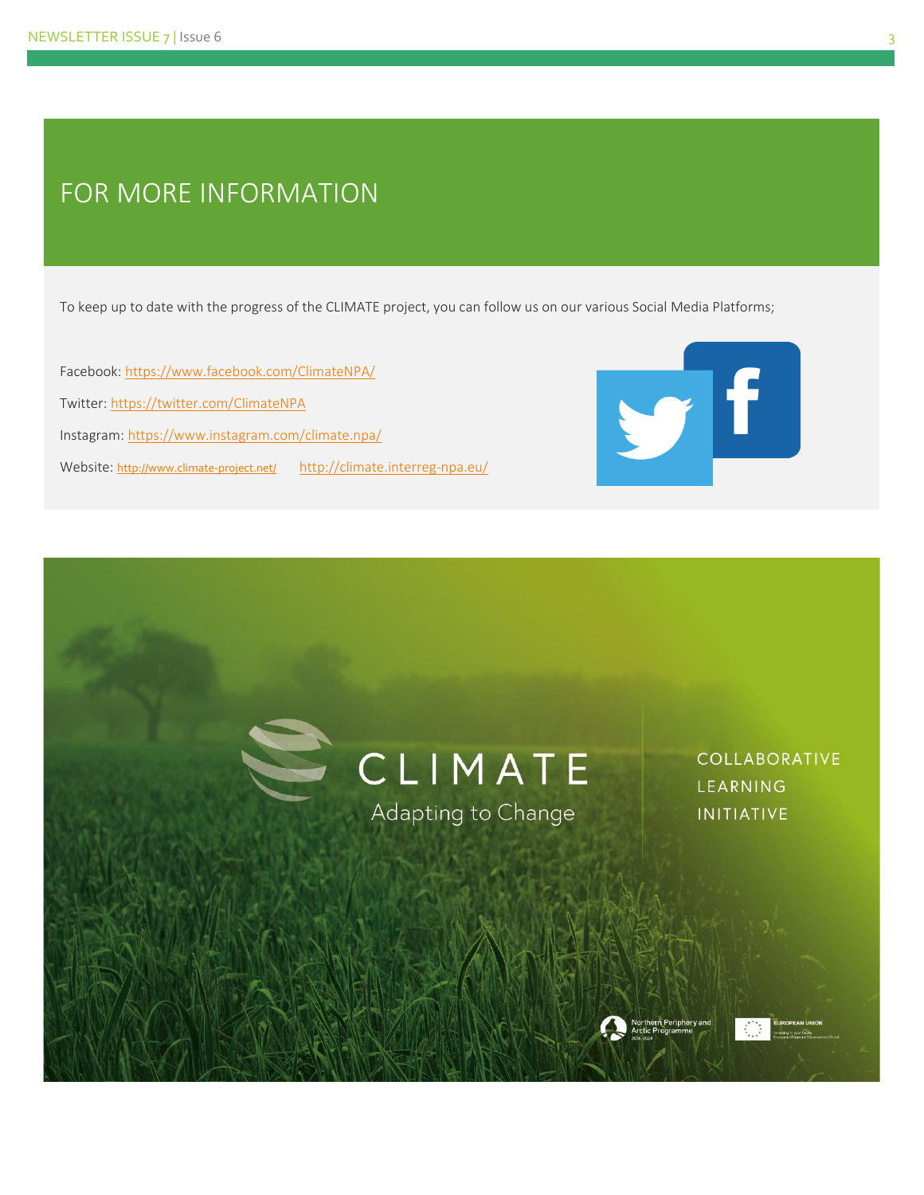# FOR MORE INFORMATION

To keep up to date with the progress of the CLIMATE project, you can follow us on our various Social Media Platforms;

Facebook: https://www.facebook.com/ClimateNPA/

Twitter: https://twitter.com/ClimateNPA

Instagram: https://www.instagram.com/climate.npa/

Website: http://www.climate-project.net/ http://climate.interreg-npa.eu/

CLIMATE

Adapting to Change

COLLABORATIVE
LEARNING
INITIATIVE

Northern Periphery and Arctic Programme 2014-2020

EUROPEAN UNION